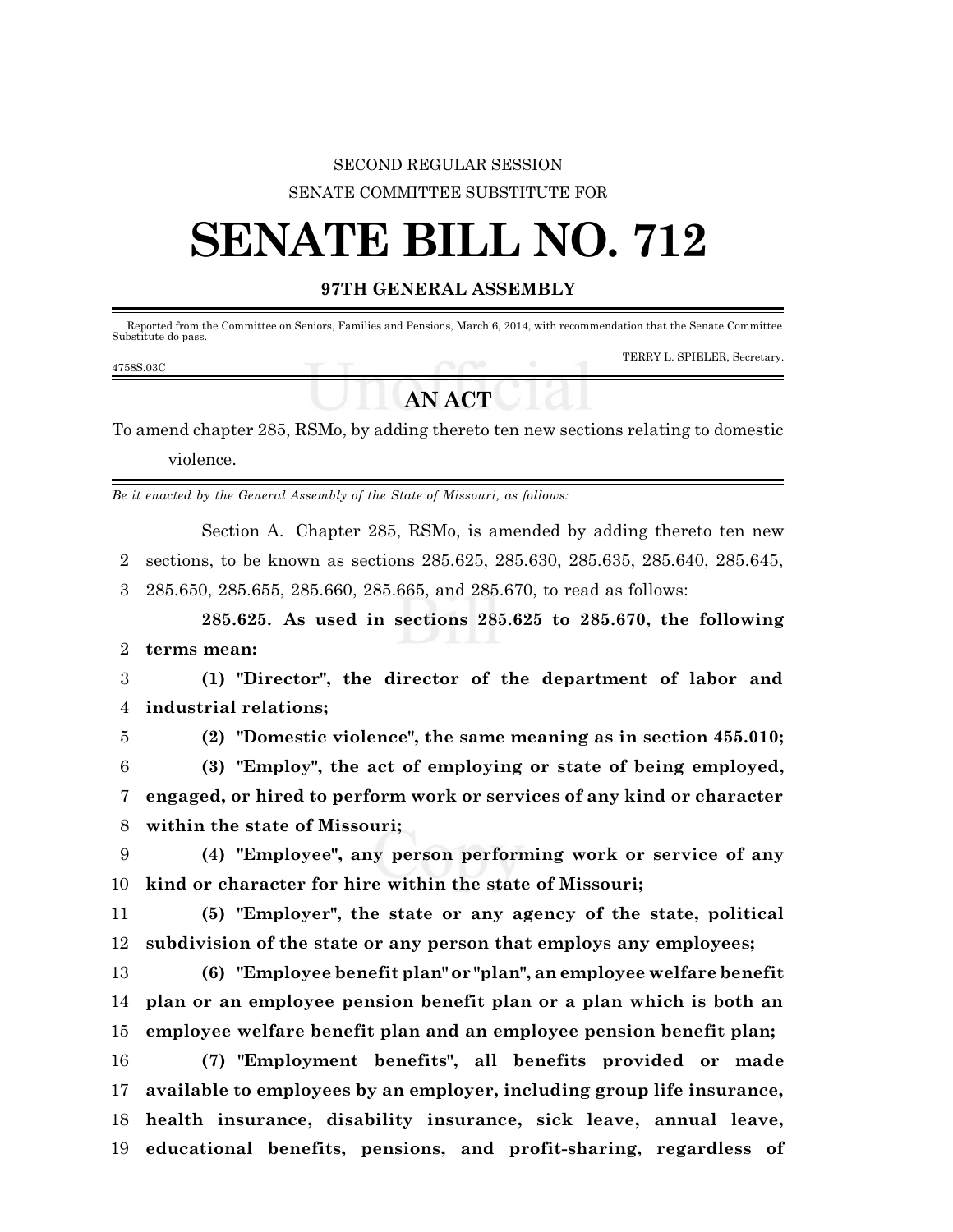SECOND REGULAR SESSION

SENATE COMMITTEE SUBSTITUTE FOR

# SENATE BILL NO. 712

## 97TH GENERAL ASSEMBLY

Reported from the Committee on Seniors, Families and Pensions, March 6, 2014, with recommendation that the Senate Committee Substitute do pass.

TERRY L. SPIELER, Secretary.

4758S.03C

## AN ACT

To amend chapter 285, RSMo, by adding thereto ten new sections relating to domestic violence.

*Be it enacted by the General Assembly of the State of Missouri, as follows:*

Section A. Chapter 285, RSMo, is amended by adding thereto ten new sections, to be known as sections 285.625, 285.630, 285.635, 285.640, 285.645, 285.650, 285.655, 285.660, 285.665, and 285.670, to read as follows:

**285.625. As used in sections 285.625 to 285.670, the following terms mean:**

**(1) "Director", the director of the department of labor and industrial relations;**

**(2) "Domestic violence", the same meaning as in section 455.010;**

**(3) "Employ", the act of employing or state of being employed, engaged, or hired to perform work or services of any kind or character within the state of Missouri;**

**(4) "Employee", any person performing work or service of any kind or character for hire within the state of Missouri;**

**(5) "Employer", the state or any agency of the state, political subdivision of the state or any person that employs any employees;**

**(6) "Employee benefit plan" or "plan", an employee welfare benefit plan or an employee pension benefit plan or a plan which is both an employee welfare benefit plan and an employee pension benefit plan;**

**(7) "Employment benefits", all benefits provided or made available to employees by an employer, including group life insurance, health insurance, disability insurance, sick leave, annual leave, educational benefits, pensions, and profit-sharing, regardless of**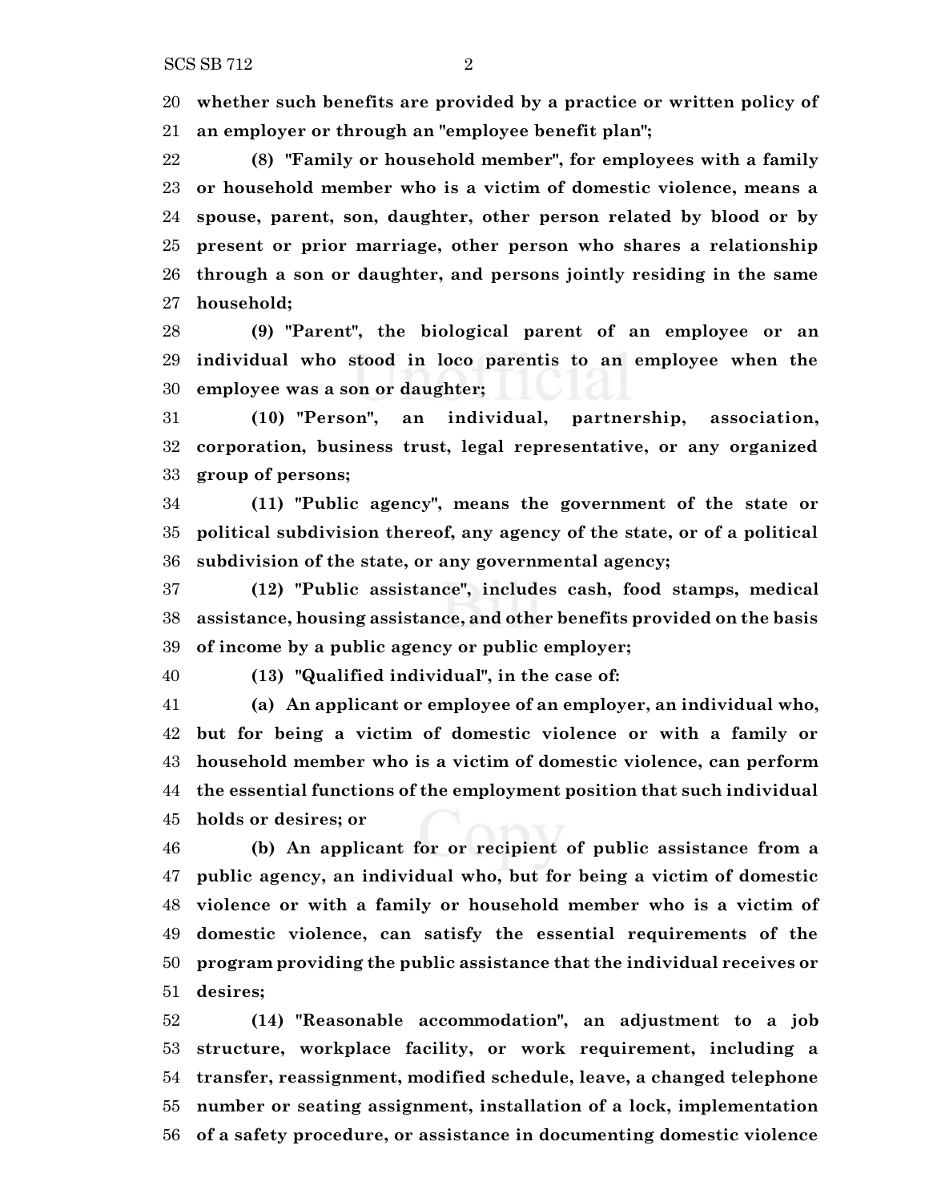**whether such benefits are provided by a practice or written policy of an employer or through an "employee benefit plan";**

**(8) "Family or household member", for employees with a family or household member who is a victim of domestic violence, means a spouse, parent, son, daughter, other person related by blood or by present or prior marriage, other person who shares a relationship through a son or daughter, and persons jointly residing in the same household;**

**(9) "Parent", the biological parent of an employee or an individual who stood in loco parentis to an employee when the employee was a son or daughter;**

**(10) "Person", an individual, partnership, association, corporation, business trust, legal representative, or any organized group of persons;**

**(11) "Public agency", means the government of the state or political subdivision thereof, any agency of the state, or of a political subdivision of the state, or any governmental agency;**

**(12) "Public assistance", includes cash, food stamps, medical assistance, housing assistance, and other benefits provided on the basis of income by a public agency or public employer;**

**(13) "Qualified individual", in the case of:**

**(a) An applicant or employee of an employer, an individual who, but for being a victim of domestic violence or with a family or household member who is a victim of domestic violence, can perform the essential functions of the employment position that such individual holds or desires; or**

**(b) An applicant for or recipient of public assistance from a public agency, an individual who, but for being a victim of domestic violence or with a family or household member who is a victim of domestic violence, can satisfy the essential requirements of the program providing the public assistance that the individual receives or desires;**

**(14) "Reasonable accommodation", an adjustment to a job structure, workplace facility, or work requirement, including a transfer, reassignment, modified schedule, leave, a changed telephone number or seating assignment, installation of a lock, implementation of a safety procedure, or assistance in documenting domestic violence**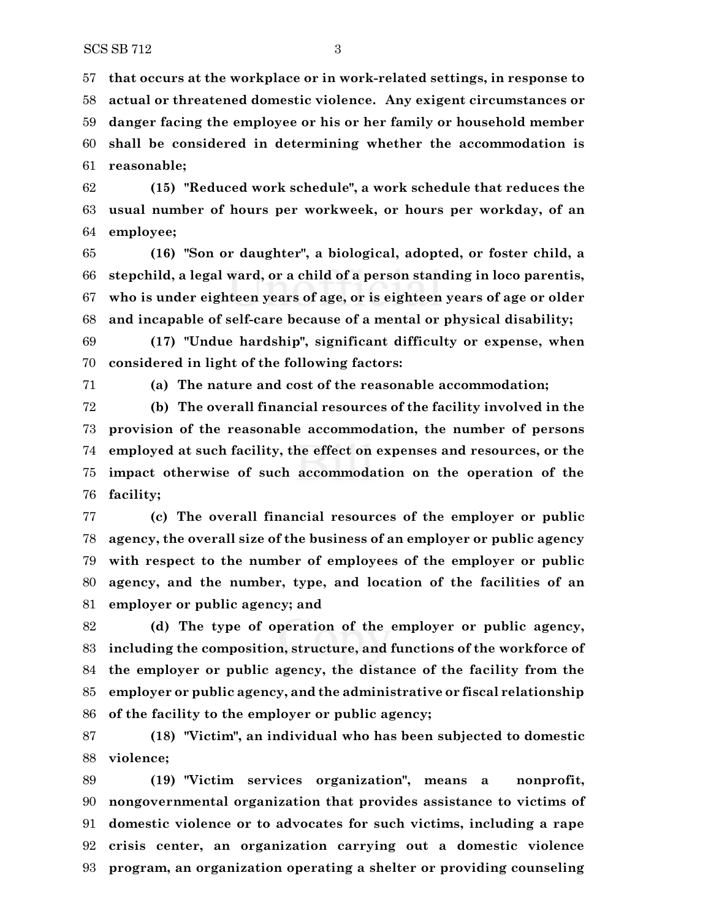57 **that occurs at the workplace or in work-related settings, in response to**
58 **actual or threatened domestic violence. Any exigent circumstances or**
59 **danger facing the employee or his or her family or household member**
60 **shall be considered in determining whether the accommodation is**
61 **reasonable;**

62 **(15) "Reduced work schedule", a work schedule that reduces the**
63 **usual number of hours per workweek, or hours per workday, of an**
64 **employee;**

65 **(16) "Son or daughter", a biological, adopted, or foster child, a**
66 **stepchild, a legal ward, or a child of a person standing in loco parentis,**
67 **who is under eighteen years of age, or is eighteen years of age or older**
68 **and incapable of self-care because of a mental or physical disability;**

69 **(17) "Undue hardship", significant difficulty or expense, when**
70 **considered in light of the following factors:**

71 **(a) The nature and cost of the reasonable accommodation;**

72 **(b) The overall financial resources of the facility involved in the**
73 **provision of the reasonable accommodation, the number of persons**
74 **employed at such facility, the effect on expenses and resources, or the**
75 **impact otherwise of such accommodation on the operation of the**
76 **facility;**

77 **(c) The overall financial resources of the employer or public**
78 **agency, the overall size of the business of an employer or public agency**
79 **with respect to the number of employees of the employer or public**
80 **agency, and the number, type, and location of the facilities of an**
81 **employer or public agency; and**

82 **(d) The type of operation of the employer or public agency,**
83 **including the composition, structure, and functions of the workforce of**
84 **the employer or public agency, the distance of the facility from the**
85 **employer or public agency, and the administrative or fiscal relationship**
86 **of the facility to the employer or public agency;**

87 **(18) "Victim", an individual who has been subjected to domestic**
88 **violence;**

89 **(19) "Victim services organization", means a nonprofit,**
90 **nongovernmental organization that provides assistance to victims of**
91 **domestic violence or to advocates for such victims, including a rape**
92 **crisis center, an organization carrying out a domestic violence**
93 **program, an organization operating a shelter or providing counseling**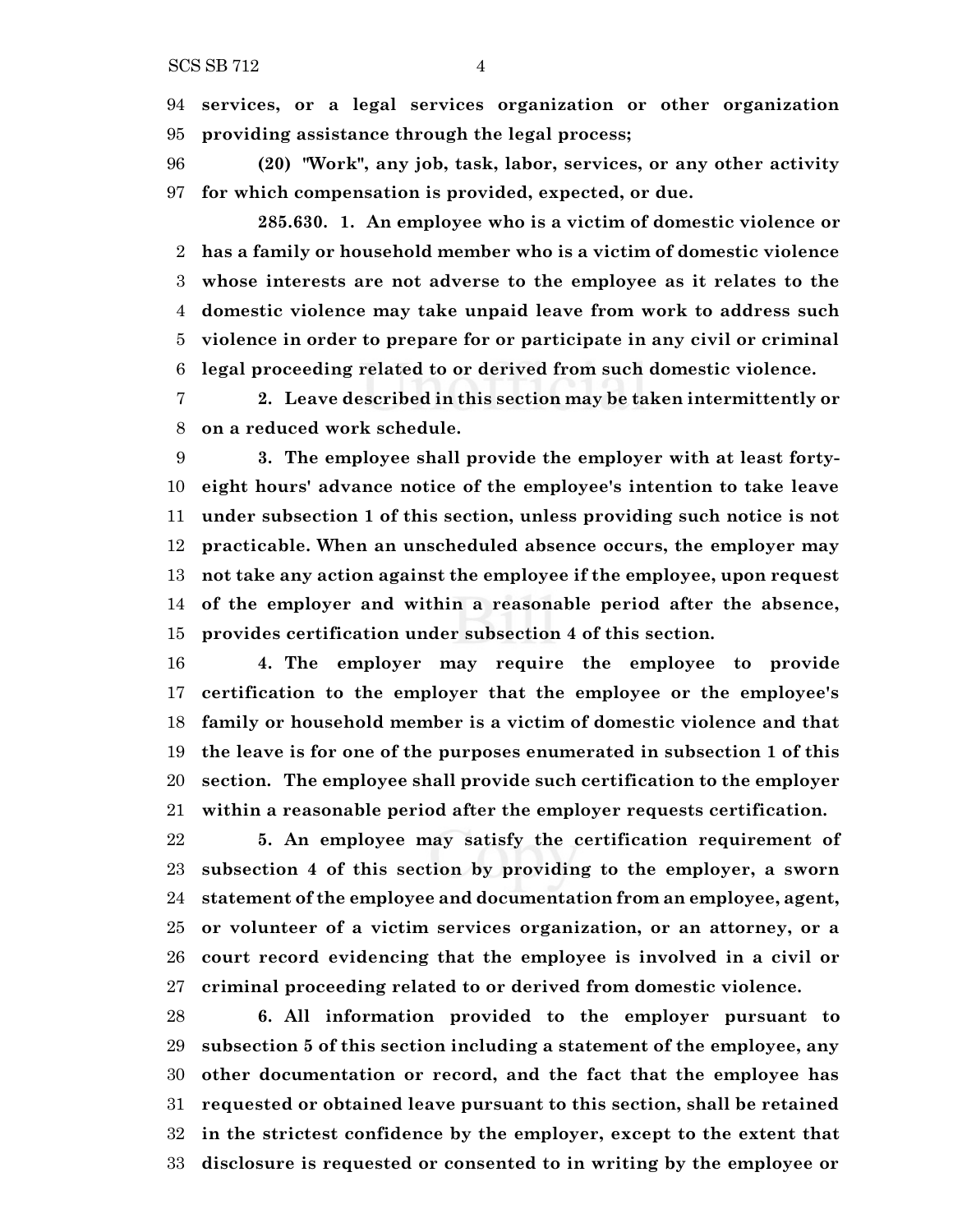**services, or a legal services organization or other organization providing assistance through the legal process;**

**(20) "Work", any job, task, labor, services, or any other activity for which compensation is provided, expected, or due.**

**285.630. 1. An employee who is a victim of domestic violence or has a family or household member who is a victim of domestic violence whose interests are not adverse to the employee as it relates to the domestic violence may take unpaid leave from work to address such violence in order to prepare for or participate in any civil or criminal legal proceeding related to or derived from such domestic violence.**

**2. Leave described in this section may be taken intermittently or on a reduced work schedule.**

**3. The employee shall provide the employer with at least forty-eight hours' advance notice of the employee's intention to take leave under subsection 1 of this section, unless providing such notice is not practicable. When an unscheduled absence occurs, the employer may not take any action against the employee if the employee, upon request of the employer and within a reasonable period after the absence, provides certification under subsection 4 of this section.**

**4. The employer may require the employee to provide certification to the employer that the employee or the employee's family or household member is a victim of domestic violence and that the leave is for one of the purposes enumerated in subsection 1 of this section. The employee shall provide such certification to the employer within a reasonable period after the employer requests certification.**

**5. An employee may satisfy the certification requirement of subsection 4 of this section by providing to the employer, a sworn statement of the employee and documentation from an employee, agent, or volunteer of a victim services organization, or an attorney, or a court record evidencing that the employee is involved in a civil or criminal proceeding related to or derived from domestic violence.**

**6. All information provided to the employer pursuant to subsection 5 of this section including a statement of the employee, any other documentation or record, and the fact that the employee has requested or obtained leave pursuant to this section, shall be retained in the strictest confidence by the employer, except to the extent that disclosure is requested or consented to in writing by the employee or**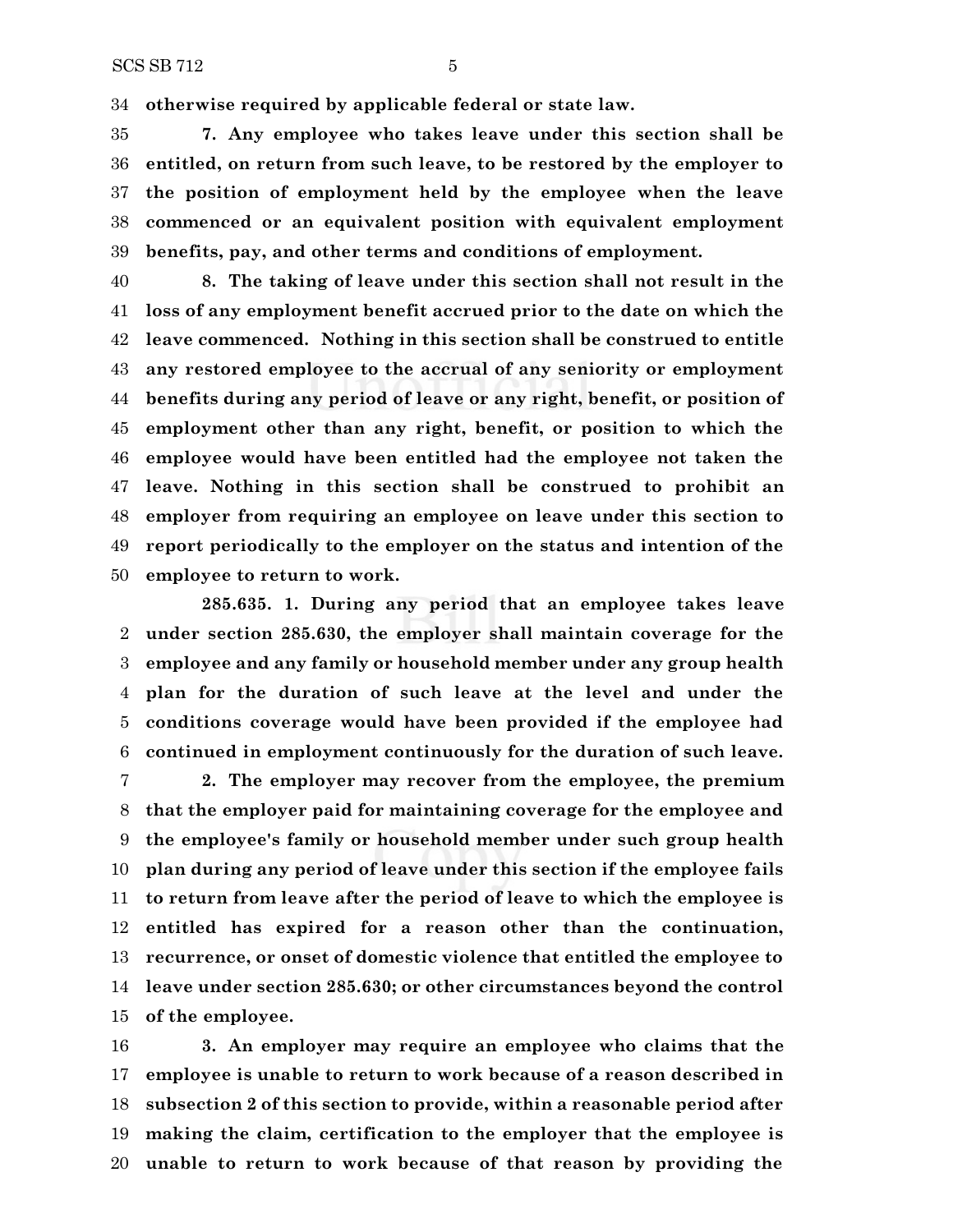**otherwise required by applicable federal or state law.**

**7. Any employee who takes leave under this section shall be entitled, on return from such leave, to be restored by the employer to the position of employment held by the employee when the leave commenced or an equivalent position with equivalent employment benefits, pay, and other terms and conditions of employment.**

**8. The taking of leave under this section shall not result in the loss of any employment benefit accrued prior to the date on which the leave commenced. Nothing in this section shall be construed to entitle any restored employee to the accrual of any seniority or employment benefits during any period of leave or any right, benefit, or position of employment other than any right, benefit, or position to which the employee would have been entitled had the employee not taken the leave. Nothing in this section shall be construed to prohibit an employer from requiring an employee on leave under this section to report periodically to the employer on the status and intention of the employee to return to work.**

**285.635. 1. During any period that an employee takes leave under section 285.630, the employer shall maintain coverage for the employee and any family or household member under any group health plan for the duration of such leave at the level and under the conditions coverage would have been provided if the employee had continued in employment continuously for the duration of such leave.**

**2. The employer may recover from the employee, the premium that the employer paid for maintaining coverage for the employee and the employee's family or household member under such group health plan during any period of leave under this section if the employee fails to return from leave after the period of leave to which the employee is entitled has expired for a reason other than the continuation, recurrence, or onset of domestic violence that entitled the employee to leave under section 285.630; or other circumstances beyond the control of the employee.**

**3. An employer may require an employee who claims that the employee is unable to return to work because of a reason described in subsection 2 of this section to provide, within a reasonable period after making the claim, certification to the employer that the employee is unable to return to work because of that reason by providing the**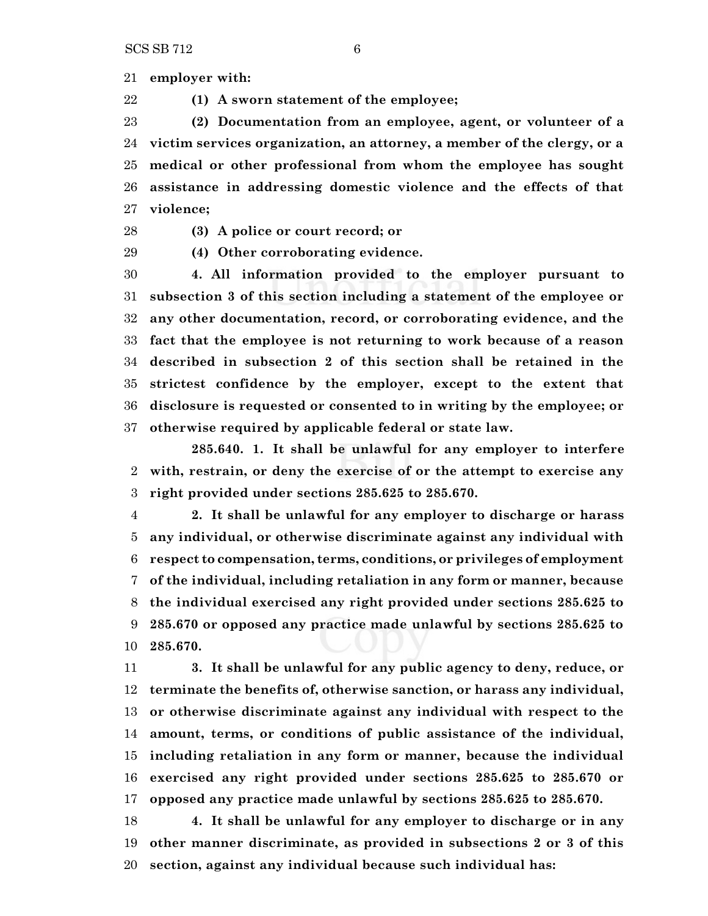**employer with:**

**(1) A sworn statement of the employee;**

**(2) Documentation from an employee, agent, or volunteer of a victim services organization, an attorney, a member of the clergy, or a medical or other professional from whom the employee has sought assistance in addressing domestic violence and the effects of that violence;**

**(3) A police or court record; or**

**(4) Other corroborating evidence.**

**4. All information provided to the employer pursuant to subsection 3 of this section including a statement of the employee or any other documentation, record, or corroborating evidence, and the fact that the employee is not returning to work because of a reason described in subsection 2 of this section shall be retained in the strictest confidence by the employer, except to the extent that disclosure is requested or consented to in writing by the employee; or otherwise required by applicable federal or state law.**

**285.640. 1. It shall be unlawful for any employer to interfere with, restrain, or deny the exercise of or the attempt to exercise any right provided under sections 285.625 to 285.670.**

**2. It shall be unlawful for any employer to discharge or harass any individual, or otherwise discriminate against any individual with respect to compensation, terms, conditions, or privileges of employment of the individual, including retaliation in any form or manner, because the individual exercised any right provided under sections 285.625 to 285.670 or opposed any practice made unlawful by sections 285.625 to 285.670.**

**3. It shall be unlawful for any public agency to deny, reduce, or terminate the benefits of, otherwise sanction, or harass any individual, or otherwise discriminate against any individual with respect to the amount, terms, or conditions of public assistance of the individual, including retaliation in any form or manner, because the individual exercised any right provided under sections 285.625 to 285.670 or opposed any practice made unlawful by sections 285.625 to 285.670.**

**4. It shall be unlawful for any employer to discharge or in any other manner discriminate, as provided in subsections 2 or 3 of this section, against any individual because such individual has:**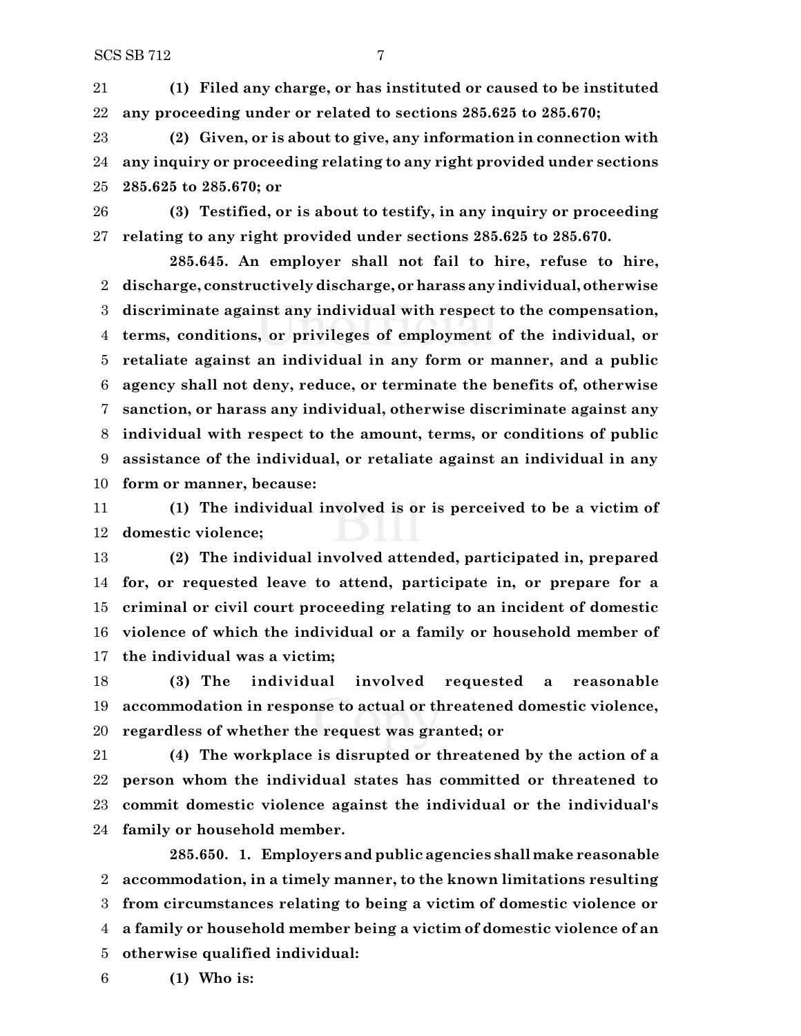**(1) Filed any charge, or has instituted or caused to be instituted any proceeding under or related to sections 285.625 to 285.670;**

**(2) Given, or is about to give, any information in connection with any inquiry or proceeding relating to any right provided under sections 285.625 to 285.670; or**

**(3) Testified, or is about to testify, in any inquiry or proceeding relating to any right provided under sections 285.625 to 285.670.**

**285.645. An employer shall not fail to hire, refuse to hire, discharge, constructively discharge, or harass any individual, otherwise discriminate against any individual with respect to the compensation, terms, conditions, or privileges of employment of the individual, or retaliate against an individual in any form or manner, and a public agency shall not deny, reduce, or terminate the benefits of, otherwise sanction, or harass any individual, otherwise discriminate against any individual with respect to the amount, terms, or conditions of public assistance of the individual, or retaliate against an individual in any form or manner, because:**

**(1) The individual involved is or is perceived to be a victim of domestic violence;**

**(2) The individual involved attended, participated in, prepared for, or requested leave to attend, participate in, or prepare for a criminal or civil court proceeding relating to an incident of domestic violence of which the individual or a family or household member of the individual was a victim;**

**(3) The individual involved requested a reasonable accommodation in response to actual or threatened domestic violence, regardless of whether the request was granted; or**

**(4) The workplace is disrupted or threatened by the action of a person whom the individual states has committed or threatened to commit domestic violence against the individual or the individual's family or household member.**

**285.650. 1. Employers and public agencies shall make reasonable accommodation, in a timely manner, to the known limitations resulting from circumstances relating to being a victim of domestic violence or a family or household member being a victim of domestic violence of an otherwise qualified individual:**

**(1) Who is:**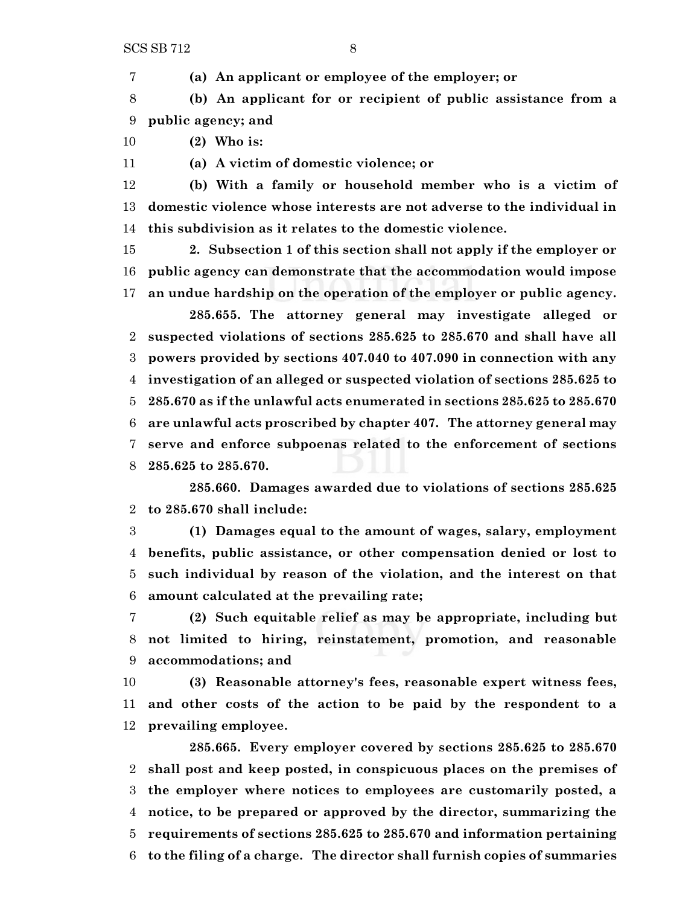**(a) An applicant or employee of the employer; or**

**(b) An applicant for or recipient of public assistance from a public agency; and**

**(2) Who is:**

**(a) A victim of domestic violence; or**

**(b) With a family or household member who is a victim of domestic violence whose interests are not adverse to the individual in this subdivision as it relates to the domestic violence.**

**2. Subsection 1 of this section shall not apply if the employer or public agency can demonstrate that the accommodation would impose an undue hardship on the operation of the employer or public agency.**

**285.655. The attorney general may investigate alleged or suspected violations of sections 285.625 to 285.670 and shall have all powers provided by sections 407.040 to 407.090 in connection with any investigation of an alleged or suspected violation of sections 285.625 to 285.670 as if the unlawful acts enumerated in sections 285.625 to 285.670 are unlawful acts proscribed by chapter 407. The attorney general may serve and enforce subpoenas related to the enforcement of sections 285.625 to 285.670.**

**285.660. Damages awarded due to violations of sections 285.625 to 285.670 shall include:**

**(1) Damages equal to the amount of wages, salary, employment benefits, public assistance, or other compensation denied or lost to such individual by reason of the violation, and the interest on that amount calculated at the prevailing rate;**

**(2) Such equitable relief as may be appropriate, including but not limited to hiring, reinstatement, promotion, and reasonable accommodations; and**

**(3) Reasonable attorney's fees, reasonable expert witness fees, and other costs of the action to be paid by the respondent to a prevailing employee.**

**285.665. Every employer covered by sections 285.625 to 285.670 shall post and keep posted, in conspicuous places on the premises of the employer where notices to employees are customarily posted, a notice, to be prepared or approved by the director, summarizing the requirements of sections 285.625 to 285.670 and information pertaining to the filing of a charge. The director shall furnish copies of summaries**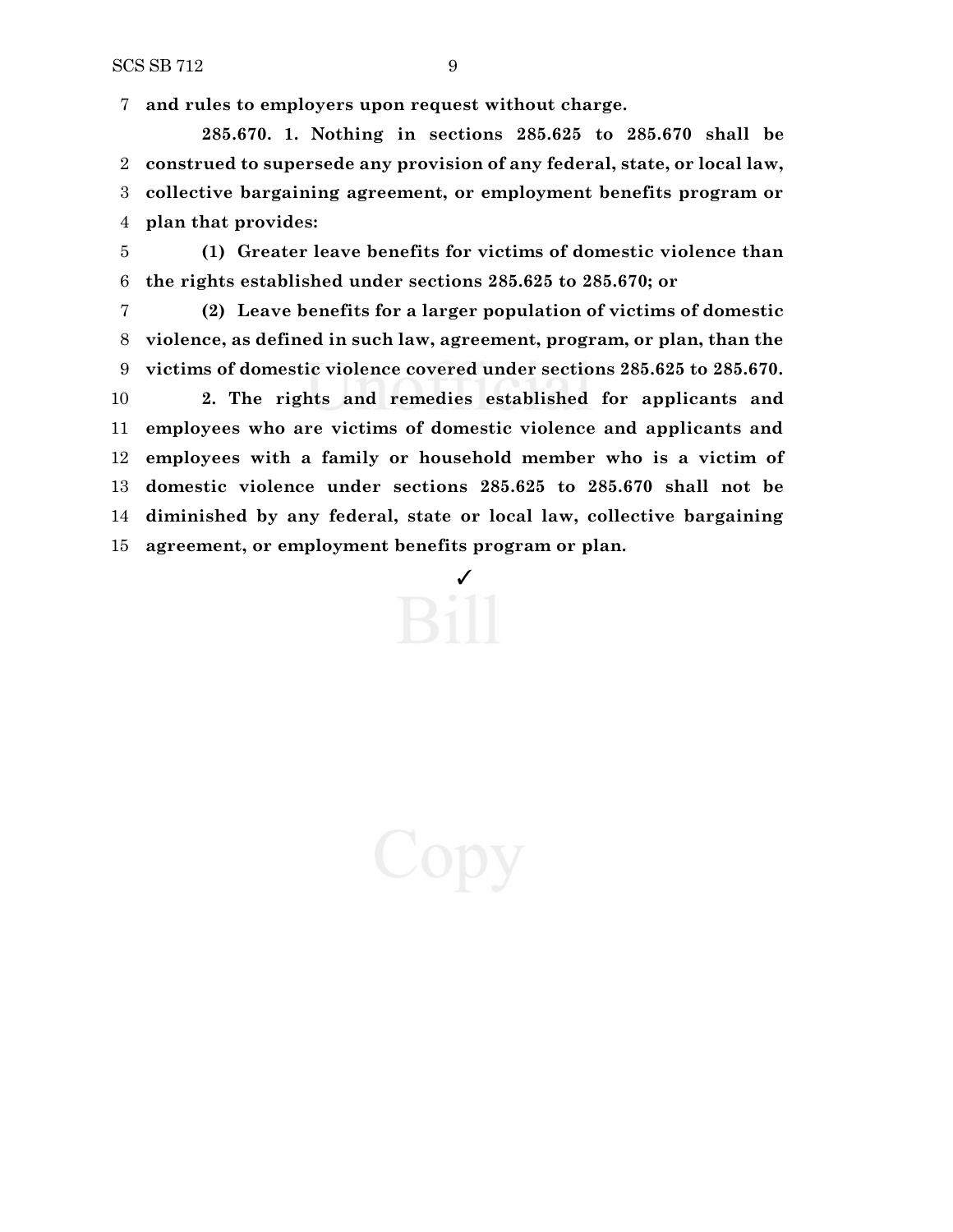**and rules to employers upon request without charge.**

**285.670. 1. Nothing in sections 285.625 to 285.670 shall be construed to supersede any provision of any federal, state, or local law, collective bargaining agreement, or employment benefits program or plan that provides:**

**(1) Greater leave benefits for victims of domestic violence than the rights established under sections 285.625 to 285.670; or**

**(2) Leave benefits for a larger population of victims of domestic violence, as defined in such law, agreement, program, or plan, than the victims of domestic violence covered under sections 285.625 to 285.670.**

**2. The rights and remedies established for applicants and employees who are victims of domestic violence and applicants and employees with a family or household member who is a victim of domestic violence under sections 285.625 to 285.670 shall not be diminished by any federal, state or local law, collective bargaining agreement, or employment benefits program or plan.**

✓